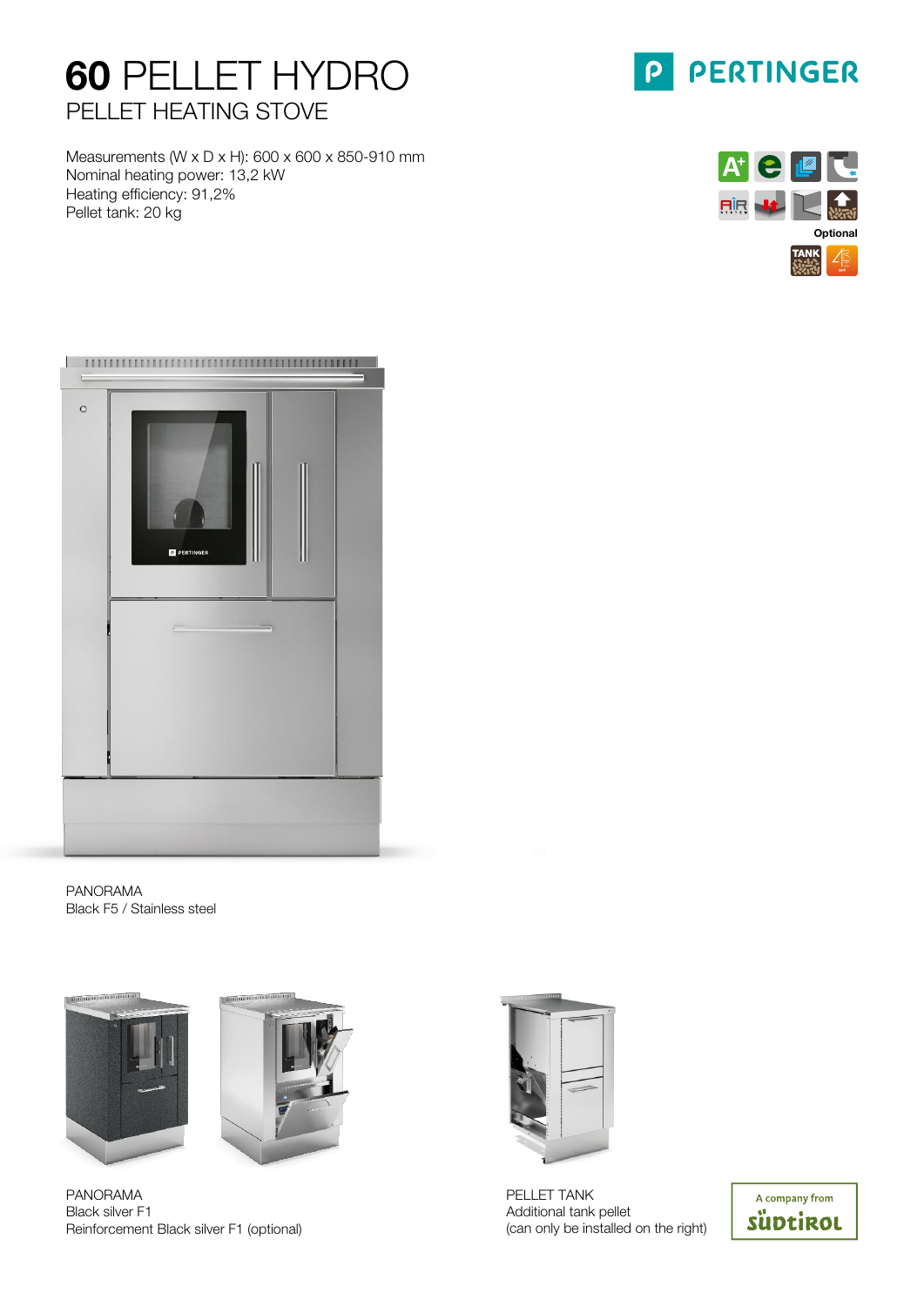# 60 PELLET HYDRO

## PELLET HEATING STOVE

Measurements (W x D x H): 600 x 600 x 850-910 mm
Nominal heating power: 13,2 kW
Heating efficiency: 91,2%
Pellet tank: 20 kg

Optional

PANORAMA
Black F5 / Stainless steel

PANORAMA
Black silver F1
Reinforcement Black silver F1 (optional)

PELLET TANK
Additional tank pellet
(can only be installed on the right)

A company from SÜDTIROL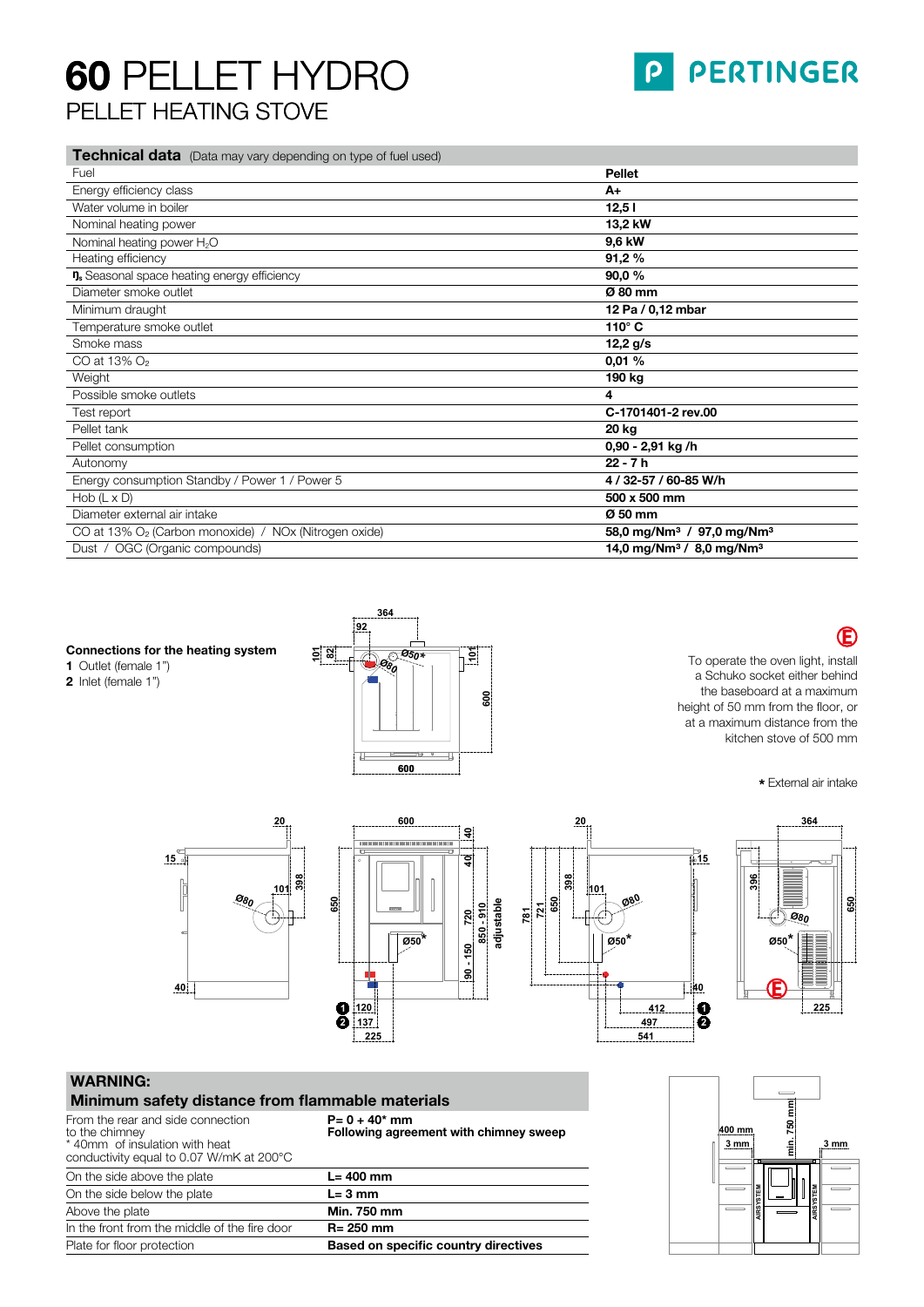# 60 PELLET HYDRO

## PELLET HEATING STOVE

PERTINGER

| Technical data (Data may vary depending on type of fuel used) | |
|---|---|
| Fuel | Pellet |
| Energy efficiency class | A+ |
| Water volume in boiler | 12,5 l |
| Nominal heating power | 13,2 kW |
| Nominal heating power $H_2O$ | 9,6 kW |
| Heating efficiency | 91,2 % |
| $\eta_s$ Seasonal space heating energy efficiency | 90,0 % |
| Diameter smoke outlet | Ø 80 mm |
| Minimum draught | 12 Pa / 0,12 mbar |
| Temperature smoke outlet | 110° C |
| Smoke mass | 12,2 g/s |
| CO at 13% $O_2$ | 0,01 % |
| Weight | 190 kg |
| Possible smoke outlets | 4 |
| Test report | C-1701401-2 rev.00 |
| Pellet tank | 20 kg |
| Pellet consumption | 0,90 - 2,91 kg /h |
| Autonomy | 22 - 7 h |
| Energy consumption Standby / Power 1 / Power 5 | 4 / 32-57 / 60-85 W/h |
| Hob (L x D) | 500 x 500 mm |
| Diameter external air intake | Ø 50 mm |
| CO at 13% $O_2$ (Carbon monoxide) / NOx (Nitrogen oxide) | 58,0 mg/Nm³ / 97,0 mg/Nm³ |
| Dust / OGC (Organic compounds) | 14,0 mg/Nm³ / 8,0 mg/Nm³ |

**Connections for the heating system**

**1** Outlet (female 1")
**2** Inlet (female 1")

364
92
101
82
Ø50*
Ø80
101
600
600

E

To operate the oven light, install a Schuko socket either behind the baseboard at a maximum height of 50 mm from the floor, or at a maximum distance from the kitchen stove of 500 mm

* External air intake

20
15
101
398
Ø80
40

600
40
40
650
720
850 - 910
adjustable
Ø50*
90 - 150
1 120
2 137
225

20
15
398
101
Ø80
781
721
650
Ø50*
40
412
497
541
1
2

364
396
650
Ø80
Ø50*
E
225

## WARNING:
## Minimum safety distance from flammable materials

| | |
|---|---|
| From the rear and side connection to the chimney<br>* 40mm of insulation with heat conductivity equal to 0.07 W/mK at 200°C | **P= 0 + 40* mm**<br>**Following agreement with chimney sweep** |
| On the side above the plate | **L= 400 mm** |
| On the side below the plate | **L= 3 mm** |
| Above the plate | **Min. 750 mm** |
| In the front from the middle of the fire door | **R= 250 mm** |
| Plate for floor protection | **Based on specific country directives** |

400 mm
3 mm
min. 750 mm
3 mm
AIRSYSTEM
AIRSYSTEM